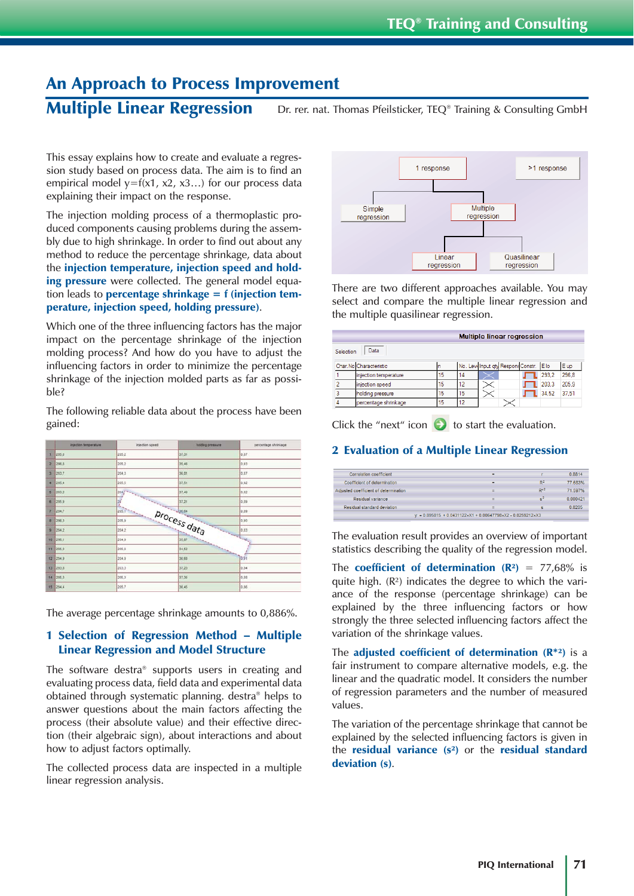# An Approach to Process Improvement

## Multiple Linear Regression

Dr. rer. nat. Thomas Pfeilsticker, TEQ® Training & Consulting GmbH

This essay explains how to create and evaluate a regression study based on process data. The aim is to find an empirical model y=f(x1, x2, x3…) for our process data explaining their impact on the response.

The injection molding process of a thermoplastic produced components causing problems during the assembly due to high shrinkage. In order to find out about any method to reduce the percentage shrinkage, data about the **injection temperature, injection speed and holding pressure** were collected. The general model equation leads to **percentage shrinkage = f (injection temperature, injection speed, holding pressure)**.

Which one of the three influencing factors has the major impact on the percentage shrinkage of the injection molding process? And how do you have to adjust the influencing factors in order to minimize the percentage shrinkage of the injection molded parts as far as possible?

The following reliable data about the process have been gained:

| | injection temperature | injection speed | holding pressure | percentage shrinkage |
|---|---|---|---|---|
| 1 | 295,0 | 203,2 | 37,21 | 0,87 |
| 2 | 296,8 | 205,2 | 35,48 | 0,93 |
| 3 | 293,7 | 204,3 | 36,81 | 0,87 |
| 4 | 295,4 | 203,5 | 37,51 | 0,92 |
| 5 | 293,2 | 204,... | 37,49 | 0,82 |
| 6 | 295,9 | ... | 37,21 | 0,89 |
| 7 | 294,7 | 203,... | 36,64 | 0,89 |
| 8 | 296,3 | 205,9 | ... | 0,90 |
| 9 | 294,2 | 204,2 | ... | 0,83 |
| 10 | 295,1 | 204,9 | 35,07 | ... |
| 11 | 295,0 | 205,0 | 34,52 | ... |
| 12 | 294,9 | 204,9 | 36,68 | 0,91 |
| 13 | 293,0 | 203,3 | 37,23 | 0,84 |
| 14 | 295,3 | 205,3 | 37,36 | 0,88 |
| 15 | 294,4 | 205,7 | 36,45 | 0,86 |

process data

The average percentage shrinkage amounts to 0,886%.

## 1 Selection of Regression Method – Multiple Linear Regression and Model Structure

The software destra® supports users in creating and evaluating process data, field data and experimental data obtained through systematic planning. destra® helps to answer questions about the main factors affecting the process (their absolute value) and their effective direction (their algebraic sign), about interactions and about how to adjust factors optimally.

The collected process data are inspected in a multiple linear regression analysis.

1 response → Simple regression; Multiple regression → Linear regression; Quasilinear regression
>1 response

There are two different approaches available. You may select and compare the multiple linear regression and the multiple quasilinear regression.

**Multiple linear regression**

Selection | Data

| Char.No | Characteristic | n | No. Levl | Input qty | Respons | Constr. | E lo | E up |
|---|---|---|---|---|---|---|---|---|
| 1 | injection temperature | 15 | 14 | | | | 293,2 | 296,8 |
| 2 | injection speed | 15 | 12 | | | | 203,3 | 205,9 |
| 3 | holding pressure | 15 | 15 | | | | 34,52 | 37,51 |
| 4 | percentage shrinkage | 15 | 12 | | | | | |

Click the “next” icon to start the evaluation.

## 2 Evaluation of a Multiple Linear Regression

| | | | |
|---|---|---|---|
| Correlation coefficient | = | r | 0,8814 |
| Coefficient of determination | = | $R^2$ | 77,683% |
| Adjusted coefficient of determination | = | $R^{*2}$ | 71,597% |
| Residual variance | = | $s^2$ | 0,000421 |
| Residual standard deviation | = | s | 0,0205 |

y = 0,095815 + 0,0431122×X1 + 0,00647798×X2 - 0,0259212×X3

The evaluation result provides an overview of important statistics describing the quality of the regression model.

The **coefficient of determination ($R^2$)** = 77,68% is quite high. ($R^2$) indicates the degree to which the variance of the response (percentage shrinkage) can be explained by the three influencing factors or how strongly the three selected influencing factors affect the variation of the shrinkage values.

The **adjusted coefficient of determination ($R^{*2}$)** is a fair instrument to compare alternative models, e.g. the linear and the quadratic model. It considers the number of regression parameters and the number of measured values.

The variation of the percentage shrinkage that cannot be explained by the selected influencing factors is given in the **residual variance ($s^2$)** or the **residual standard deviation (s)**.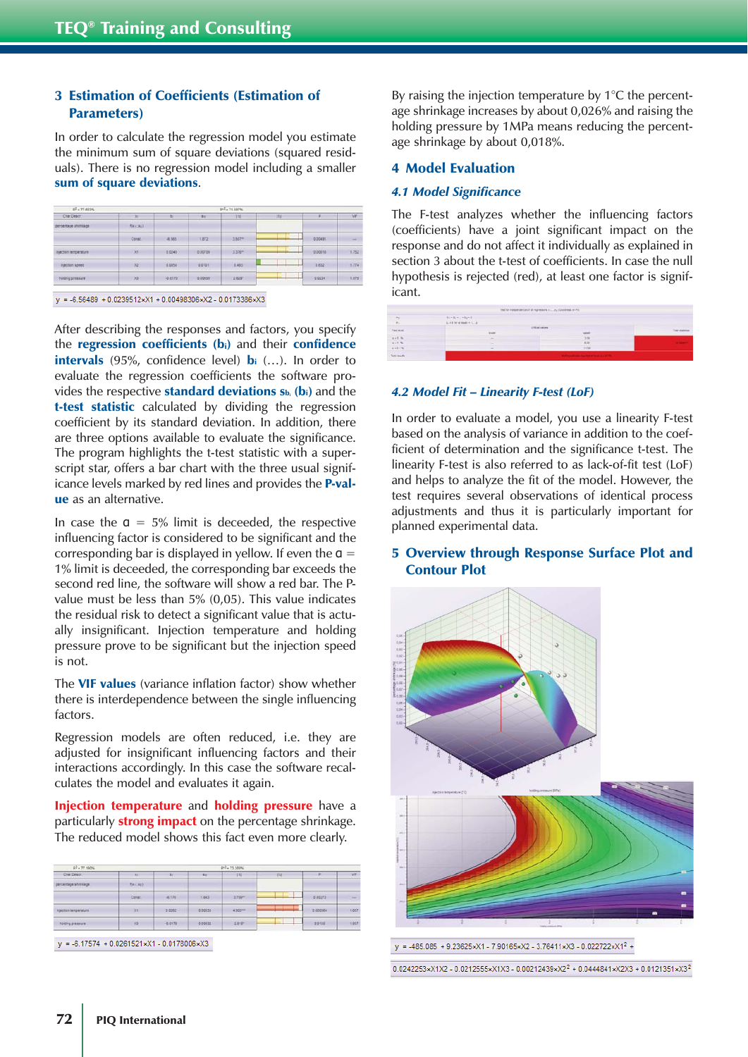## 3 Estimation of Coefficients (Estimation of Parameters)

In order to calculate the regression model you estimate the minimum sum of square deviations (squared residuals). There is no regression model including a smaller **sum of square deviations**.

y = -6.56489 + 0.0239512×X1 + 0.00498306×X2 - 0.0173386×X3

After describing the responses and factors, you specify the **regression coefficients ($b_i$)** and their **confidence intervals** (95%, confidence level) **$b_i$** (…). In order to evaluate the regression coefficients the software provides the respective **standard deviations $s_{b_i}$ ($b_i$)** and the **t-test statistic** calculated by dividing the regression coefficient by its standard deviation. In addition, there are three options available to evaluate the significance. The program highlights the t-test statistic with a superscript star, offers a bar chart with the three usual significance levels marked by red lines and provides the **P-value** as an alternative.

In case the α = 5% limit is deceeded, the respective influencing factor is considered to be significant and the corresponding bar is displayed in yellow. If even the α = 1% limit is deceeded, the corresponding bar exceeds the second red line, the software will show a red bar. The P-value must be less than 5% (0,05). This value indicates the residual risk to detect a significant value that is actually insignificant. Injection temperature and holding pressure prove to be significant but the injection speed is not.

The **VIF values** (variance inflation factor) show whether there is interdependence between the single influencing factors.

Regression models are often reduced, i.e. they are adjusted for insignificant influencing factors and their interactions accordingly. In this case the software recalculates the model and evaluates it again.

**Injection temperature** and **holding pressure** have a particularly **strong impact** on the percentage shrinkage. The reduced model shows this fact even more clearly.

y = -6.17574 + 0.0261521×X1 - 0.0173006×X3

By raising the injection temperature by 1°C the percentage shrinkage increases by about 0,026% and raising the holding pressure by 1MPa means reducing the percentage shrinkage by about 0,018%.

## 4 Model Evaluation

### 4.1 Model Significance

The F-test analyzes whether the influencing factors (coefficients) have a joint significant impact on the response and do not affect it individually as explained in section 3 about the t-test of coefficients. In case the null hypothesis is rejected (red), at least one factor is significant.

### 4.2 Model Fit – Linearity F-test (LoF)

In order to evaluate a model, you use a linearity F-test based on the analysis of variance in addition to the coefficient of determination and the significance t-test. The linearity F-test is also referred to as lack-of-fit test (LoF) and helps to analyze the fit of the model. However, the test requires several observations of identical process adjustments and thus it is particularly important for planned experimental data.

## 5 Overview through Response Surface Plot and Contour Plot

$y = -485.085 + 9.23625{\times}X1 - 7.90165{\times}X2 - 3.76411{\times}X3 - 0.022722{\times}X1^2 + 0.0242253{\times}X1X2 - 0.0212555{\times}X1X3 - 0.00212439{\times}X2^2 + 0.0444841{\times}X2X3 + 0.0121351{\times}X3^2$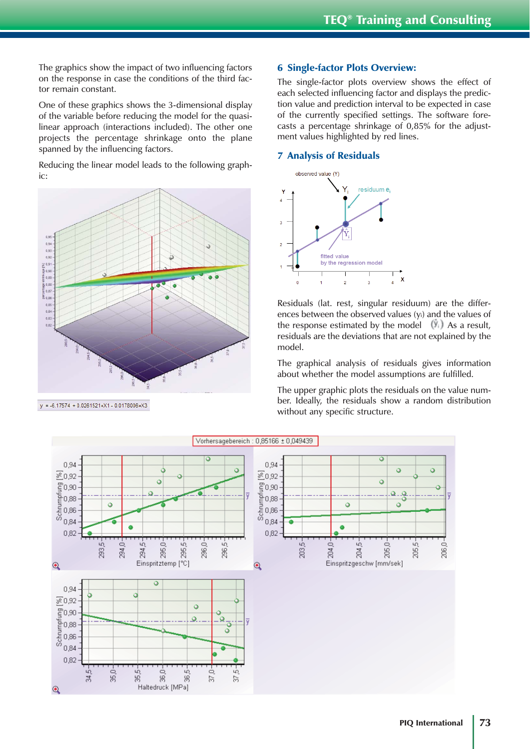The graphics show the impact of two influencing factors on the response in case the conditions of the third factor remain constant.

One of these graphics shows the 3-dimensional display of the variable before reducing the model for the quasi-linear approach (interactions included). The other one projects the percentage shrinkage onto the plane spanned by the influencing factors.

Reducing the linear model leads to the following graphic:

y = -6.17574 + 0.0261521×X1 - 0.0178006×X3

## 6 Single-factor Plots Overview:

The single-factor plots overview shows the effect of each selected influencing factor and displays the prediction value and prediction interval to be expected in case of the currently specified settings. The software forecasts a percentage shrinkage of 0,85% for the adjustment values highlighted by red lines.

## 7 Analysis of Residuals

Residuals (lat. rest, singular residuum) are the differences between the observed values ($y_i$) and the values of the response estimated by the model ($\hat{Y}_i$) As a result, residuals are the deviations that are not explained by the model.

The graphical analysis of residuals gives information about whether the model assumptions are fulfilled.

The upper graphic plots the residuals on the value number. Ideally, the residuals show a random distribution without any specific structure.

Vorhersagebereich : 0,85166 ± 0,049439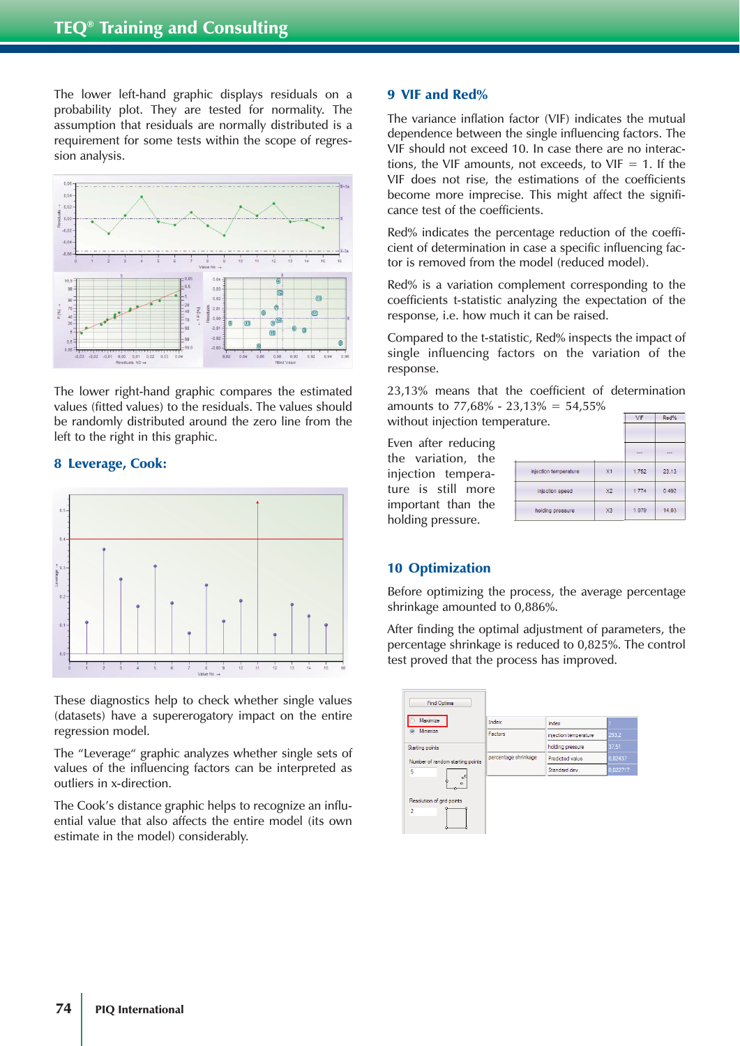The lower left-hand graphic displays residuals on a probability plot. They are tested for normality. The assumption that residuals are normally distributed is a requirement for some tests within the scope of regression analysis.

The lower right-hand graphic compares the estimated values (fitted values) to the residuals. The values should be randomly distributed around the zero line from the left to the right in this graphic.

## 8 Leverage, Cook:

These diagnostics help to check whether single values (datasets) have a supererogatory impact on the entire regression model.

The “Leverage” graphic analyzes whether single sets of values of the influencing factors can be interpreted as outliers in x-direction.

The Cook’s distance graphic helps to recognize an influential value that also affects the entire model (its own estimate in the model) considerably.

## 9 VIF and Red%

The variance inflation factor (VIF) indicates the mutual dependence between the single influencing factors. The VIF should not exceed 10. In case there are no interactions, the VIF amounts, not exceeds, to VIF = 1. If the VIF does not rise, the estimations of the coefficients become more imprecise. This might affect the significance test of the coefficients.

Red% indicates the percentage reduction of the coefficient of determination in case a specific influencing factor is removed from the model (reduced model).

Red% is a variation complement corresponding to the coefficients t-statistic analyzing the expectation of the response, i.e. how much it can be raised.

Compared to the t-statistic, Red% inspects the impact of single influencing factors on the variation of the response.

23,13% means that the coefficient of determination amounts to 77,68% - 23,13% = 54,55% without injection temperature.

Even after reducing the variation, the injection temperature is still more important than the holding pressure.

| | | VIF | Red% |
|---|---|---|---|
| | | --- | --- |
| injection temperature | X1 | 1.752 | 23.13 |
| injection speed | X2 | 1.774 | 0.492 |
| holding pressure | X3 | 1.079 | 14.03 |

## 10 Optimization

Before optimizing the process, the average percentage shrinkage amounted to 0,886%.

After finding the optimal adjustment of parameters, the percentage shrinkage is reduced to 0,825%. The control test proved that the process has improved.

Find Optima

Maximize

Minimize

Starting points

Number of random starting points

5

Resolution of grid points

2

| Index | Index | |
|---|---|---|
| Factors | injection temperature | 293.2 |
| | holding pressure | 37.51 |
| percentage shrinkage | Predicted value | 0.82437 |
| | Standard dev. | 0.022717 |